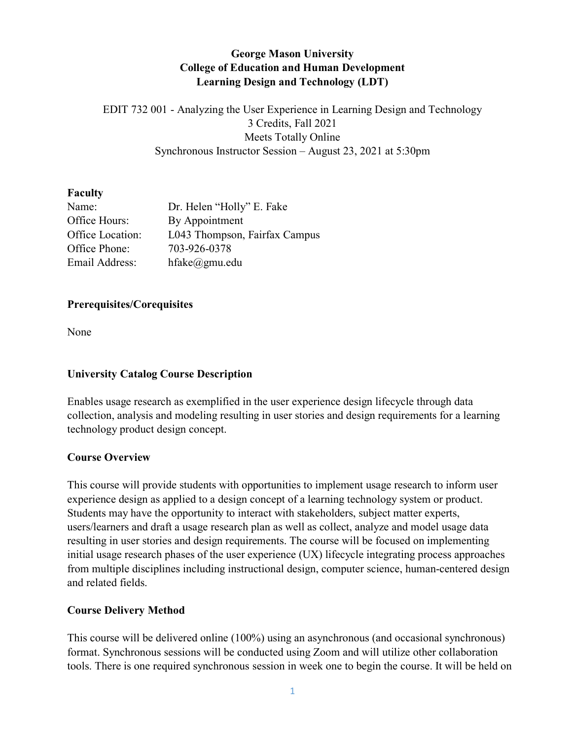# George Mason University
## College of Education and Human Development
## Learning Design and Technology (LDT)

EDIT 732 001 - Analyzing the User Experience in Learning Design and Technology
3 Credits, Fall 2021
Meets Totally Online
Synchronous Instructor Session – August 23, 2021 at 5:30pm

**Faculty**

| | |
|---|---|
| Name: | Dr. Helen "Holly" E. Fake |
| Office Hours: | By Appointment |
| Office Location: | L043 Thompson, Fairfax Campus |
| Office Phone: | 703-926-0378 |
| Email Address: | hfake@gmu.edu |

**Prerequisites/Corequisites**

None

**University Catalog Course Description**

Enables usage research as exemplified in the user experience design lifecycle through data collection, analysis and modeling resulting in user stories and design requirements for a learning technology product design concept.

**Course Overview**

This course will provide students with opportunities to implement usage research to inform user experience design as applied to a design concept of a learning technology system or product. Students may have the opportunity to interact with stakeholders, subject matter experts, users/learners and draft a usage research plan as well as collect, analyze and model usage data resulting in user stories and design requirements. The course will be focused on implementing initial usage research phases of the user experience (UX) lifecycle integrating process approaches from multiple disciplines including instructional design, computer science, human-centered design and related fields.

**Course Delivery Method**

This course will be delivered online (100%) using an asynchronous (and occasional synchronous) format. Synchronous sessions will be conducted using Zoom and will utilize other collaboration tools. There is one required synchronous session in week one to begin the course. It will be held on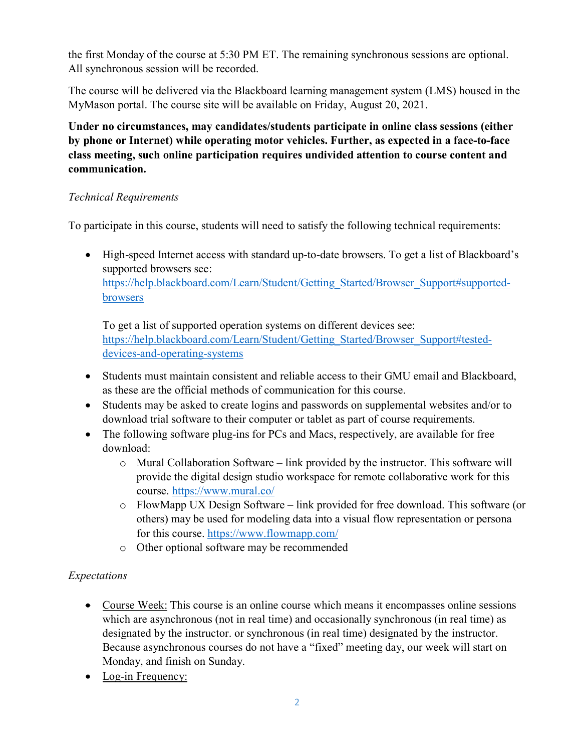the first Monday of the course at 5:30 PM ET. The remaining synchronous sessions are optional. All synchronous session will be recorded.

The course will be delivered via the Blackboard learning management system (LMS) housed in the MyMason portal. The course site will be available on Friday, August 20, 2021.

**Under no circumstances, may candidates/students participate in online class sessions (either by phone or Internet) while operating motor vehicles. Further, as expected in a face-to-face class meeting, such online participation requires undivided attention to course content and communication.**

*Technical Requirements*

To participate in this course, students will need to satisfy the following technical requirements:

- High-speed Internet access with standard up-to-date browsers. To get a list of Blackboard's supported browsers see: [https://help.blackboard.com/Learn/Student/Getting_Started/Browser_Support#supported-browsers](https://help.blackboard.com/Learn/Student/Getting_Started/Browser_Support#supported-browsers)

  To get a list of supported operation systems on different devices see: [https://help.blackboard.com/Learn/Student/Getting_Started/Browser_Support#tested-devices-and-operating-systems](https://help.blackboard.com/Learn/Student/Getting_Started/Browser_Support#tested-devices-and-operating-systems)

- Students must maintain consistent and reliable access to their GMU email and Blackboard, as these are the official methods of communication for this course.
- Students may be asked to create logins and passwords on supplemental websites and/or to download trial software to their computer or tablet as part of course requirements.
- The following software plug-ins for PCs and Macs, respectively, are available for free download:
  - Mural Collaboration Software – link provided by the instructor. This software will provide the digital design studio workspace for remote collaborative work for this course. [https://www.mural.co/](https://www.mural.co/)
  - FlowMapp UX Design Software – link provided for free download. This software (or others) may be used for modeling data into a visual flow representation or persona for this course. [https://www.flowmapp.com/](https://www.flowmapp.com/)
  - Other optional software may be recommended

*Expectations*

- Course Week: This course is an online course which means it encompasses online sessions which are asynchronous (not in real time) and occasionally synchronous (in real time) as designated by the instructor. or synchronous (in real time) designated by the instructor. Because asynchronous courses do not have a "fixed" meeting day, our week will start on Monday, and finish on Sunday.
- Log-in Frequency: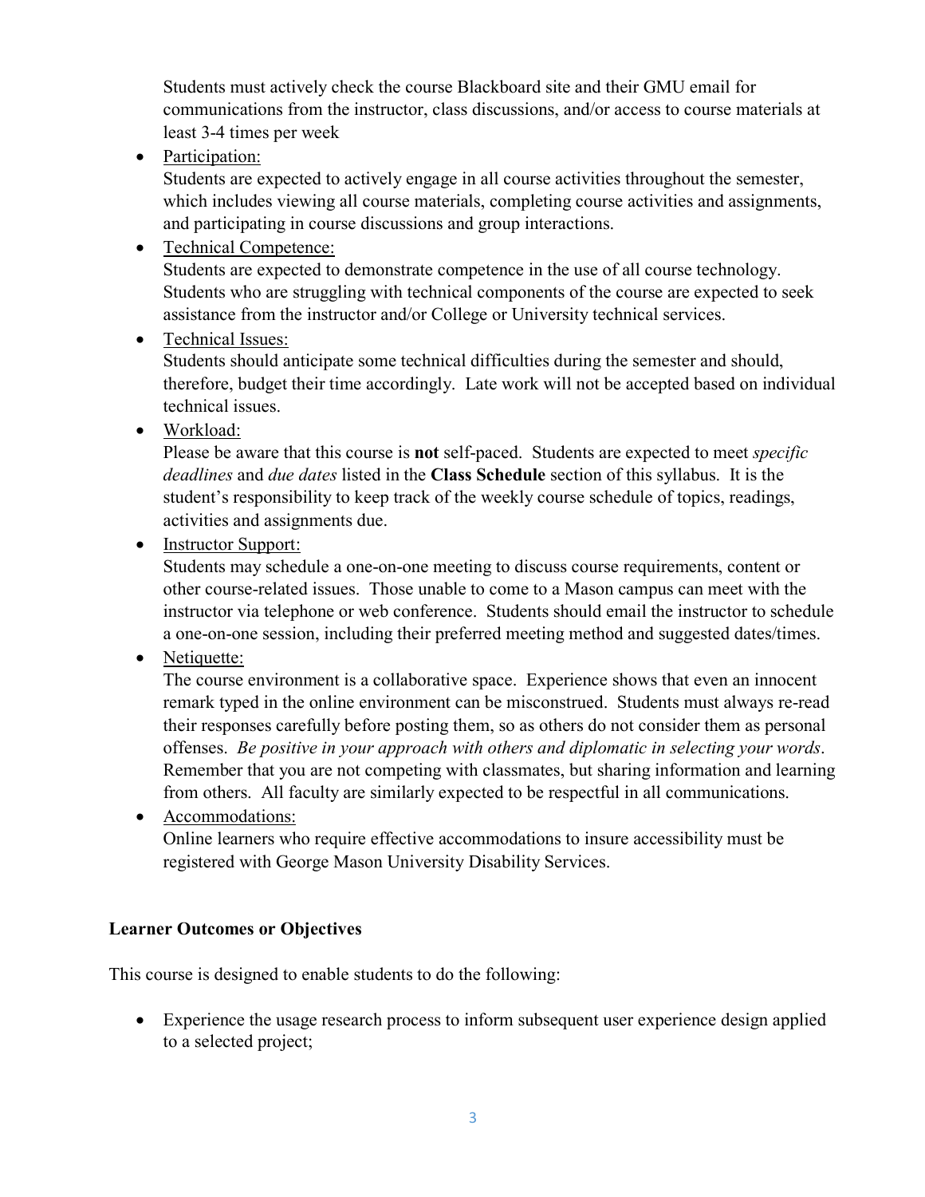Students must actively check the course Blackboard site and their GMU email for communications from the instructor, class discussions, and/or access to course materials at least 3-4 times per week

- Participation:
  Students are expected to actively engage in all course activities throughout the semester, which includes viewing all course materials, completing course activities and assignments, and participating in course discussions and group interactions.
- Technical Competence:
  Students are expected to demonstrate competence in the use of all course technology. Students who are struggling with technical components of the course are expected to seek assistance from the instructor and/or College or University technical services.
- Technical Issues:
  Students should anticipate some technical difficulties during the semester and should, therefore, budget their time accordingly. Late work will not be accepted based on individual technical issues.
- Workload:
  Please be aware that this course is **not** self-paced. Students are expected to meet *specific deadlines* and *due dates* listed in the **Class Schedule** section of this syllabus. It is the student's responsibility to keep track of the weekly course schedule of topics, readings, activities and assignments due.
- Instructor Support:
  Students may schedule a one-on-one meeting to discuss course requirements, content or other course-related issues. Those unable to come to a Mason campus can meet with the instructor via telephone or web conference. Students should email the instructor to schedule a one-on-one session, including their preferred meeting method and suggested dates/times.
- Netiquette:
  The course environment is a collaborative space. Experience shows that even an innocent remark typed in the online environment can be misconstrued. Students must always re-read their responses carefully before posting them, so as others do not consider them as personal offenses. *Be positive in your approach with others and diplomatic in selecting your words*. Remember that you are not competing with classmates, but sharing information and learning from others. All faculty are similarly expected to be respectful in all communications.
- Accommodations:
  Online learners who require effective accommodations to insure accessibility must be registered with George Mason University Disability Services.

**Learner Outcomes or Objectives**

This course is designed to enable students to do the following:

- Experience the usage research process to inform subsequent user experience design applied to a selected project;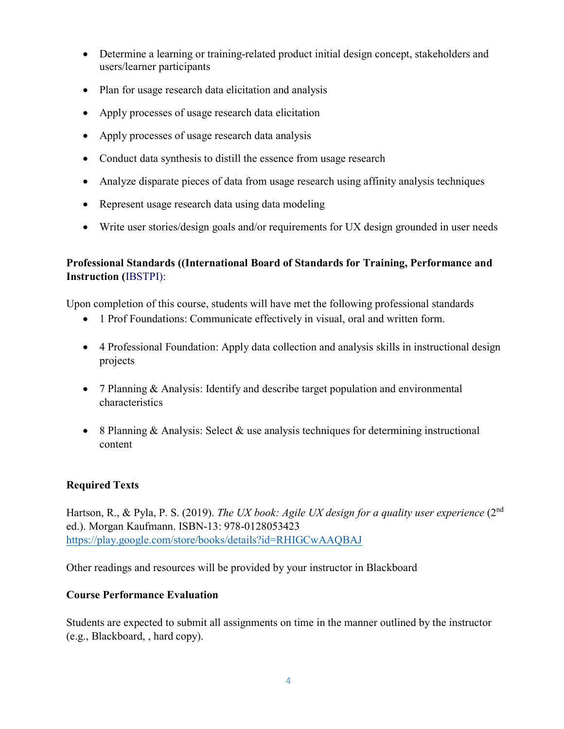- Determine a learning or training-related product initial design concept, stakeholders and users/learner participants
- Plan for usage research data elicitation and analysis
- Apply processes of usage research data elicitation
- Apply processes of usage research data analysis
- Conduct data synthesis to distill the essence from usage research
- Analyze disparate pieces of data from usage research using affinity analysis techniques
- Represent usage research data using data modeling
- Write user stories/design goals and/or requirements for UX design grounded in user needs

**Professional Standards ((International Board of Standards for Training, Performance and Instruction (**IBSTPI):

Upon completion of this course, students will have met the following professional standards

- 1 Prof Foundations: Communicate effectively in visual, oral and written form.
- 4 Professional Foundation: Apply data collection and analysis skills in instructional design projects
- 7 Planning & Analysis: Identify and describe target population and environmental characteristics
- 8 Planning & Analysis: Select & use analysis techniques for determining instructional content

**Required Texts**

Hartson, R., & Pyla, P. S. (2019). *The UX book: Agile UX design for a quality user experience* (2nd ed.). Morgan Kaufmann. ISBN-13: 978-0128053423
https://play.google.com/store/books/details?id=RHIGCwAAQBAJ

Other readings and resources will be provided by your instructor in Blackboard

**Course Performance Evaluation**

Students are expected to submit all assignments on time in the manner outlined by the instructor (e.g., Blackboard, , hard copy).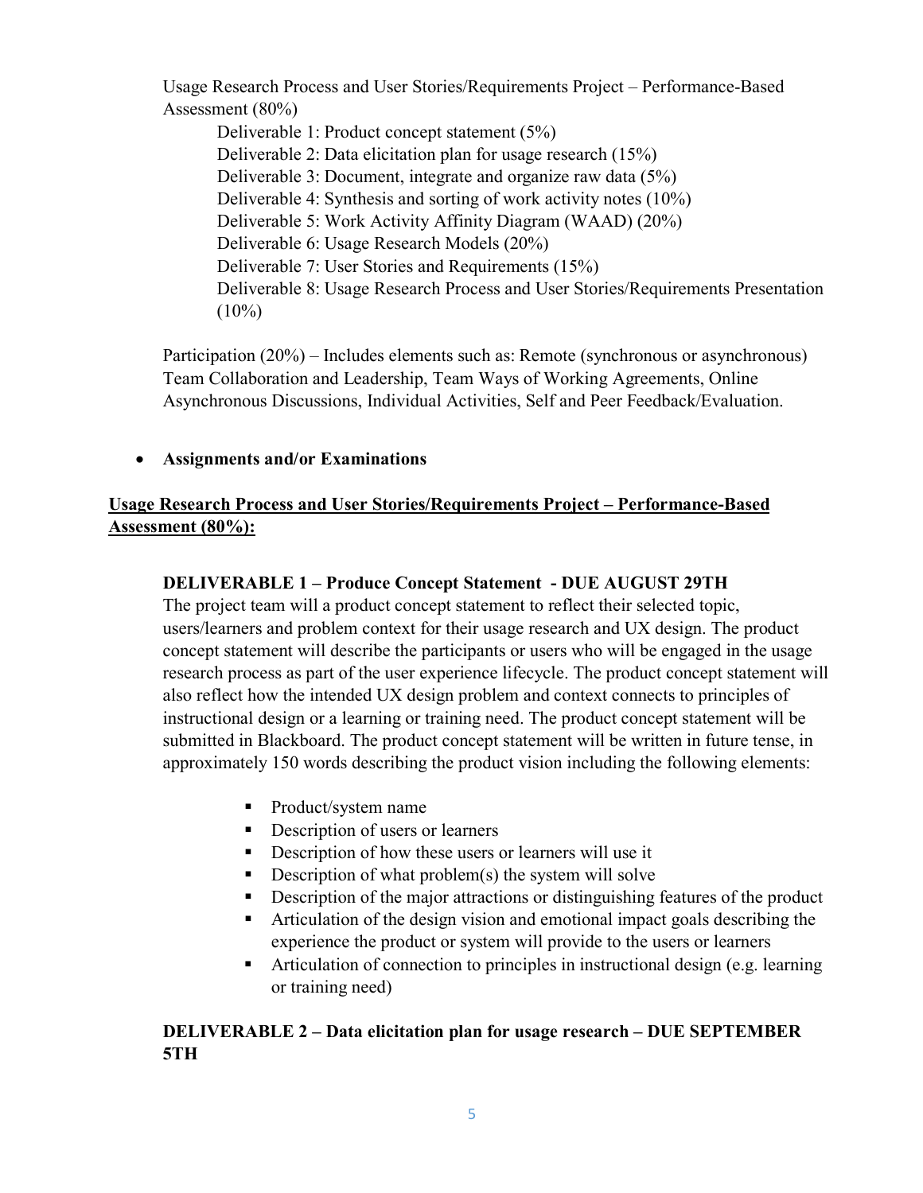Usage Research Process and User Stories/Requirements Project – Performance-Based Assessment (80%)

- Deliverable 1: Product concept statement (5%)
- Deliverable 2: Data elicitation plan for usage research (15%)
- Deliverable 3: Document, integrate and organize raw data (5%)
- Deliverable 4: Synthesis and sorting of work activity notes (10%)
- Deliverable 5: Work Activity Affinity Diagram (WAAD) (20%)
- Deliverable 6: Usage Research Models (20%)
- Deliverable 7: User Stories and Requirements (15%)
- Deliverable 8: Usage Research Process and User Stories/Requirements Presentation (10%)

Participation (20%) – Includes elements such as: Remote (synchronous or asynchronous) Team Collaboration and Leadership, Team Ways of Working Agreements, Online Asynchronous Discussions, Individual Activities, Self and Peer Feedback/Evaluation.

- **Assignments and/or Examinations**

## Usage Research Process and User Stories/Requirements Project – Performance-Based Assessment (80%):

### DELIVERABLE 1 – Produce Concept Statement - DUE AUGUST 29TH

The project team will a product concept statement to reflect their selected topic, users/learners and problem context for their usage research and UX design. The product concept statement will describe the participants or users who will be engaged in the usage research process as part of the user experience lifecycle. The product statement will also reflect how the intended UX design problem and context connects to principles of instructional design or a learning or training need. The product concept statement will be submitted in Blackboard. The product concept statement will be written in future tense, in approximately 150 words describing the product vision including the following elements:

- Product/system name
- Description of users or learners
- Description of how these users or learners will use it
- Description of what problem(s) the system will solve
- Description of the major attractions or distinguishing features of the product
- Articulation of the design vision and emotional impact goals describing the experience the product or system will provide to the users or learners
- Articulation of connection to principles in instructional design (e.g. learning or training need)

### DELIVERABLE 2 – Data elicitation plan for usage research – DUE SEPTEMBER 5TH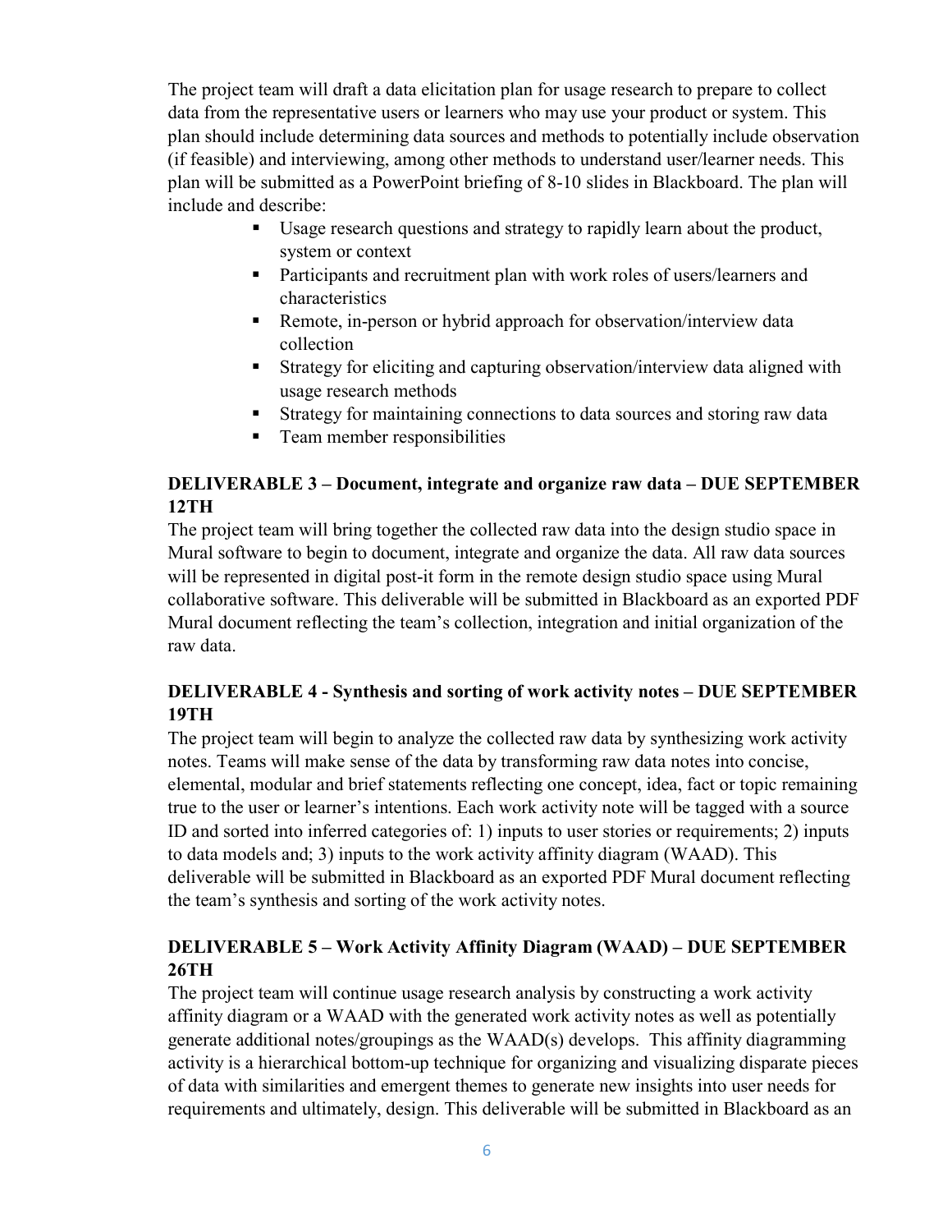The project team will draft a data elicitation plan for usage research to prepare to collect data from the representative users or learners who may use your product or system. This plan should include determining data sources and methods to potentially include observation (if feasible) and interviewing, among other methods to understand user/learner needs. This plan will be submitted as a PowerPoint briefing of 8-10 slides in Blackboard. The plan will include and describe:

- Usage research questions and strategy to rapidly learn about the product, system or context
- Participants and recruitment plan with work roles of users/learners and characteristics
- Remote, in-person or hybrid approach for observation/interview data collection
- Strategy for eliciting and capturing observation/interview data aligned with usage research methods
- Strategy for maintaining connections to data sources and storing raw data
- Team member responsibilities

### DELIVERABLE 3 – Document, integrate and organize raw data – DUE SEPTEMBER 12TH

The project team will bring together the collected raw data into the design studio space in Mural software to begin to document, integrate and organize the data. All raw data sources will be represented in digital post-it form in the remote design studio space using Mural collaborative software. This deliverable will be submitted in Blackboard as an exported PDF Mural document reflecting the team's collection, integration and initial organization of the raw data.

### DELIVERABLE 4 - Synthesis and sorting of work activity notes – DUE SEPTEMBER 19TH

The project team will begin to analyze the collected raw data by synthesizing work activity notes. Teams will make sense of the data by transforming raw data notes into concise, elemental, modular and brief statements reflecting one concept, idea, fact or topic remaining true to the user or learner's intentions. Each work activity note will be tagged with a source ID and sorted into inferred categories of: 1) inputs to user stories or requirements; 2) inputs to data models and; 3) inputs to the work activity affinity diagram (WAAD). This deliverable will be submitted in Blackboard as an exported PDF Mural document reflecting the team's synthesis and sorting of the work activity notes.

### DELIVERABLE 5 – Work Activity Affinity Diagram (WAAD) – DUE SEPTEMBER 26TH

The project team will continue usage research analysis by constructing a work activity affinity diagram or a WAAD with the generated work activity notes as well as potentially generate additional notes/groupings as the WAAD(s) develops. This affinity diagramming activity is a hierarchical bottom-up technique for organizing and visualizing disparate pieces of data with similarities and emergent themes to generate new insights into user needs for requirements and ultimately, design. This deliverable will be submitted in Blackboard as an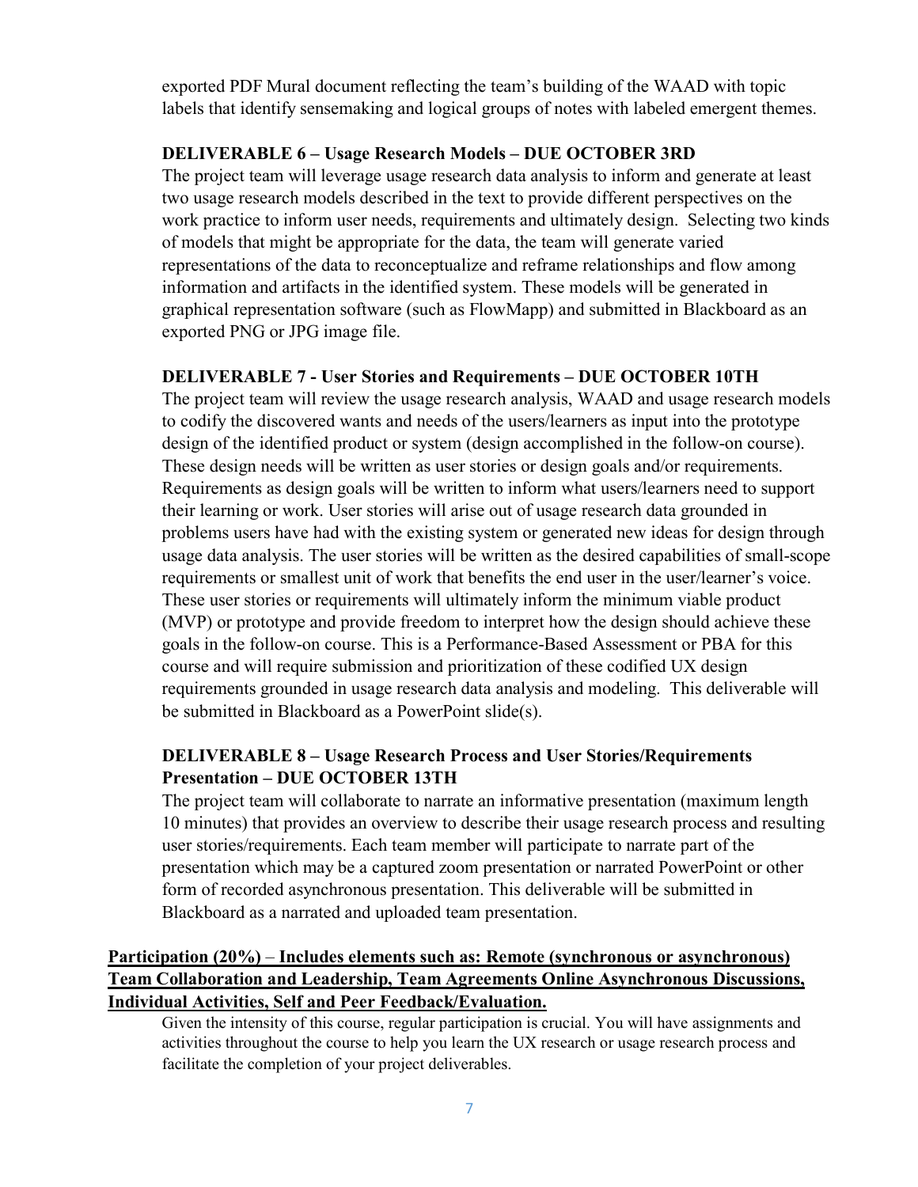exported PDF Mural document reflecting the team's building of the WAAD with topic labels that identify sensemaking and logical groups of notes with labeled emergent themes.

**DELIVERABLE 6 – Usage Research Models – DUE OCTOBER 3RD**

The project team will leverage usage research data analysis to inform and generate at least two usage research models described in the text to provide different perspectives on the work practice to inform user needs, requirements and ultimately design. Selecting two kinds of models that might be appropriate for the data, the team will generate varied representations of the data to reconceptualize and reframe relationships and flow among information and artifacts in the identified system. These models will be generated in graphical representation software (such as FlowMapp) and submitted in Blackboard as an exported PNG or JPG image file.

**DELIVERABLE 7 - User Stories and Requirements – DUE OCTOBER 10TH**

The project team will review the usage research analysis, WAAD and usage research models to codify the discovered wants and needs of the users/learners as input into the prototype design of the identified product or system (design accomplished in the follow-on course). These design needs will be written as user stories or design goals and/or requirements. Requirements as design goals will be written to inform what users/learners need to support their learning or work. User stories will arise out of usage research data grounded in problems users have had with the existing system or generated new ideas for design through usage data analysis. The user stories will be written as the desired capabilities of small-scope requirements or smallest unit of work that benefits the end user in the user/learner's voice. These user stories or requirements will ultimately inform the minimum viable product (MVP) or prototype and provide freedom to interpret how the design should achieve these goals in the follow-on course. This is a Performance-Based Assessment or PBA for this course and will require submission and prioritization of these codified UX design requirements grounded in usage research data analysis and modeling. This deliverable will be submitted in Blackboard as a PowerPoint slide(s).

**DELIVERABLE 8 – Usage Research Process and User Stories/Requirements Presentation – DUE OCTOBER 13TH**

The project team will collaborate to narrate an informative presentation (maximum length 10 minutes) that provides an overview to describe their usage research process and resulting user stories/requirements. Each team member will participate to narrate part of the presentation which may be a captured zoom presentation or narrated PowerPoint or other form of recorded asynchronous presentation. This deliverable will be submitted in Blackboard as a narrated and uploaded team presentation.

**Participation (20%) – Includes elements such as: Remote (synchronous or asynchronous) Team Collaboration and Leadership, Team Agreements Online Asynchronous Discussions, Individual Activities, Self and Peer Feedback/Evaluation.**

Given the intensity of this course, regular participation is crucial. You will have assignments and activities throughout the course to help you learn the UX research or usage research process and facilitate the completion of your project deliverables.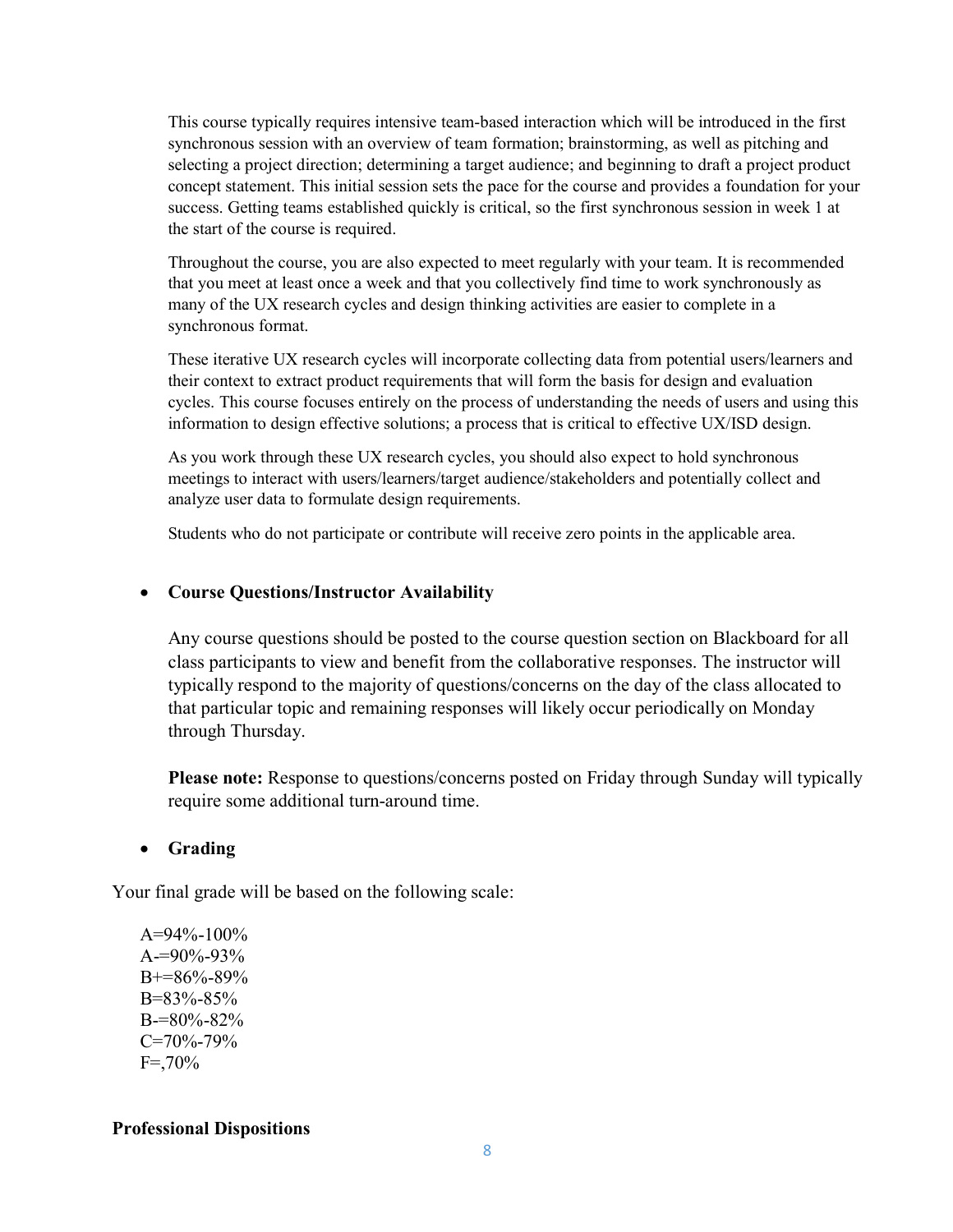This course typically requires intensive team-based interaction which will be introduced in the first synchronous session with an overview of team formation; brainstorming, as well as pitching and selecting a project direction; determining a target audience; and beginning to draft a project product concept statement. This initial session sets the pace for the course and provides a foundation for your success. Getting teams established quickly is critical, so the first synchronous session in week 1 at the start of the course is required.

Throughout the course, you are also expected to meet regularly with your team. It is recommended that you meet at least once a week and that you collectively find time to work synchronously as many of the UX research cycles and design thinking activities are easier to complete in a synchronous format.

These iterative UX research cycles will incorporate collecting data from potential users/learners and their context to extract product requirements that will form the basis for design and evaluation cycles. This course focuses entirely on the process of understanding the needs of users and using this information to design effective solutions; a process that is critical to effective UX/ISD design.

As you work through these UX research cycles, you should also expect to hold synchronous meetings to interact with users/learners/target audience/stakeholders and potentially collect and analyze user data to formulate design requirements.

Students who do not participate or contribute will receive zero points in the applicable area.

- **Course Questions/Instructor Availability**

  Any course questions should be posted to the course question section on Blackboard for all class participants to view and benefit from the collaborative responses. The instructor will typically respond to the majority of questions/concerns on the day of the class allocated to that particular topic and remaining responses will likely occur periodically on Monday through Thursday.

  **Please note:** Response to questions/concerns posted on Friday through Sunday will typically require some additional turn-around time.

- **Grading**

Your final grade will be based on the following scale:

A=94%-100%  
A-=90%-93%  
B+=86%-89%  
B=83%-85%  
B-=80%-82%  
C=70%-79%  
F=,70%

**Professional Dispositions**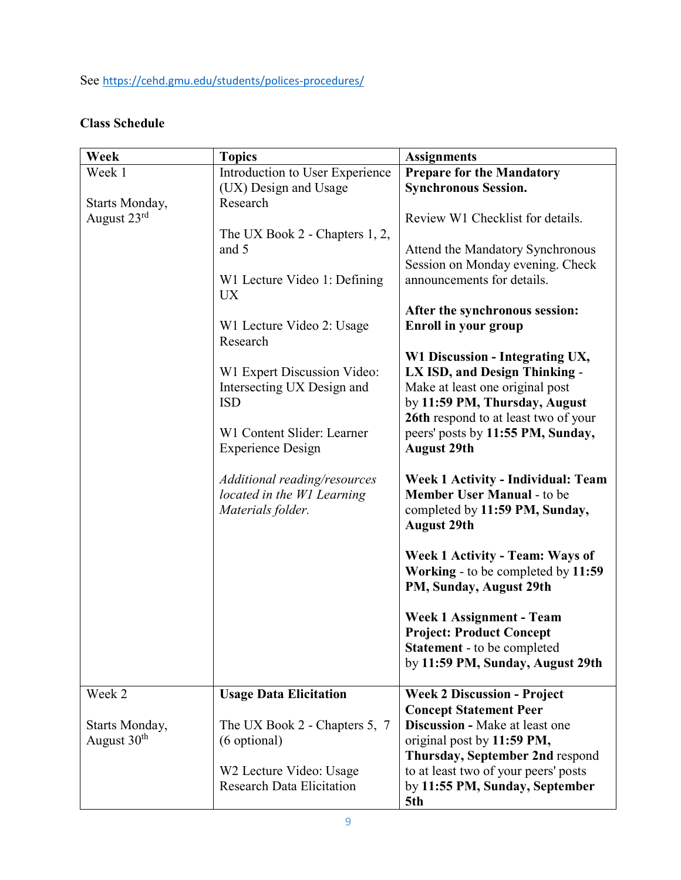See https://cehd.gmu.edu/students/polices-procedures/

**Class Schedule**

| Week | Topics | Assignments |
|---|---|---|
| Week 1<br><br>Starts Monday, August 23rd | Introduction to User Experience (UX) Design and Usage Research<br><br>The UX Book 2 - Chapters 1, 2, and 5<br><br>W1 Lecture Video 1: Defining UX<br><br>W1 Lecture Video 2: Usage Research<br><br>W1 Expert Discussion Video: Intersecting UX Design and ISD<br><br>W1 Content Slider: Learner Experience Design<br><br>*Additional reading/resources located in the W1 Learning Materials folder.* | **Prepare for the Mandatory Synchronous Session.**<br><br>Review W1 Checklist for details.<br><br>Attend the Mandatory Synchronous Session on Monday evening. Check announcements for details.<br><br>**After the synchronous session: Enroll in your group**<br><br>**W1 Discussion - Integrating UX, LX ISD, and Design Thinking** - Make at least one original post by **11:59 PM, Thursday, August 26th** respond to at least two of your peers' posts by **11:55 PM, Sunday, August 29th**<br><br>**Week 1 Activity - Individual: Team Member User Manual** - to be completed by **11:59 PM, Sunday, August 29th**<br><br>**Week 1 Activity - Team: Ways of Working** - to be completed by **11:59 PM, Sunday, August 29th**<br><br>**Week 1 Assignment - Team Project: Product Concept Statement** - to be completed by **11:59 PM, Sunday, August 29th** |
| Week 2<br><br>Starts Monday, August 30th | **Usage Data Elicitation**<br><br>The UX Book 2 - Chapters 5, 7 (6 optional)<br><br>W2 Lecture Video: Usage Research Data Elicitation | **Week 2 Discussion - Project Concept Statement Peer Discussion -** Make at least one original post by **11:59 PM, Thursday, September 2nd** respond to at least two of your peers' posts by **11:55 PM, Sunday, September 5th** |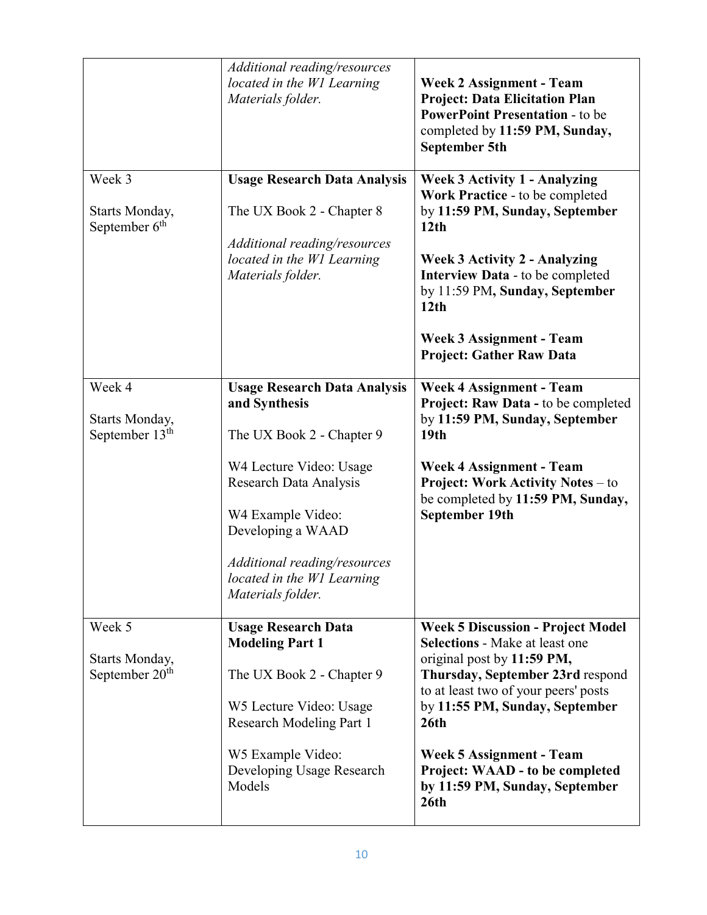| | | |
|---|---|---|
| | *Additional reading/resources located in the W1 Learning Materials folder.* | **Week 2 Assignment - Team Project: Data Elicitation Plan PowerPoint Presentation** - to be completed by **11:59 PM, Sunday, September 5th** |
| Week 3<br><br>Starts Monday, September 6th | **Usage Research Data Analysis**<br><br>The UX Book 2 - Chapter 8<br><br>*Additional reading/resources located in the W1 Learning Materials folder.* | **Week 3 Activity 1 - Analyzing Work Practice** - to be completed by **11:59 PM, Sunday, September 12th**<br><br>**Week 3 Activity 2 - Analyzing Interview Data** - to be completed by 11:59 PM**, Sunday, September 12th**<br><br>**Week 3 Assignment - Team Project: Gather Raw Data** |
| Week 4<br><br>Starts Monday, September 13th | **Usage Research Data Analysis and Synthesis**<br><br>The UX Book 2 - Chapter 9<br><br>W4 Lecture Video: Usage Research Data Analysis<br><br>W4 Example Video: Developing a WAAD<br><br>*Additional reading/resources located in the W1 Learning Materials folder.* | **Week 4 Assignment - Team Project: Raw Data -** to be completed by **11:59 PM, Sunday, September 19th**<br><br>**Week 4 Assignment - Team Project: Work Activity Notes** – to be completed by **11:59 PM, Sunday, September 19th** |
| Week 5<br><br>Starts Monday, September 20th | **Usage Research Data Modeling Part 1**<br><br>The UX Book 2 - Chapter 9<br><br>W5 Lecture Video: Usage Research Modeling Part 1<br><br>W5 Example Video: Developing Usage Research Models | **Week 5 Discussion - Project Model Selections** - Make at least one original post by **11:59 PM, Thursday, September 23rd** respond to at least two of your peers' posts by **11:55 PM, Sunday, September 26th**<br><br>**Week 5 Assignment - Team Project: WAAD - to be completed by 11:59 PM, Sunday, September 26th** |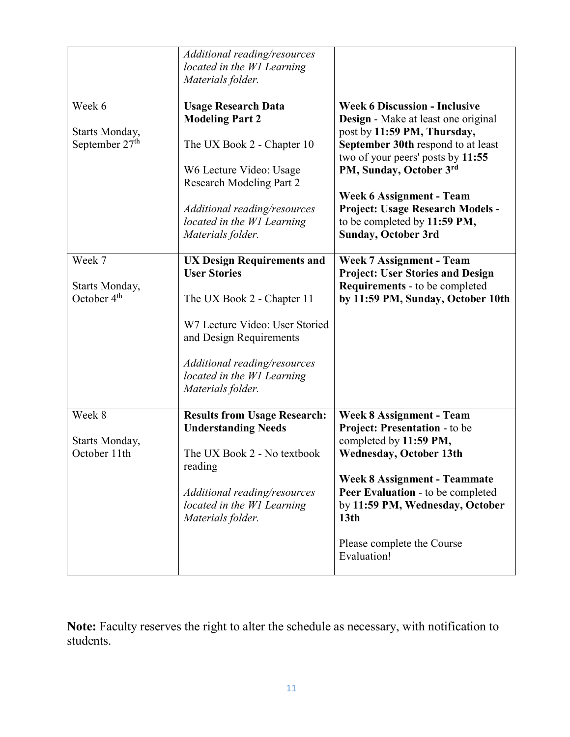| | | |
|---|---|---|
| | *Additional reading/resources located in the W1 Learning Materials folder.* | |
| Week 6<br><br>Starts Monday, September 27th | **Usage Research Data Modeling Part 2**<br><br>The UX Book 2 - Chapter 10<br><br>W6 Lecture Video: Usage Research Modeling Part 2<br><br>*Additional reading/resources located in the W1 Learning Materials folder.* | **Week 6 Discussion - Inclusive Design** - Make at least one original post by **11:59 PM, Thursday, September 30th** respond to at least two of your peers' posts by **11:55 PM, Sunday, October 3rd**<br><br>**Week 6 Assignment - Team Project: Usage Research Models -** to be completed by **11:59 PM, Sunday, October 3rd** |
| Week 7<br><br>Starts Monday, October 4th | **UX Design Requirements and User Stories**<br><br>The UX Book 2 - Chapter 11<br><br>W7 Lecture Video: User Storied and Design Requirements<br><br>*Additional reading/resources located in the W1 Learning Materials folder.* | **Week 7 Assignment - Team Project: User Stories and Design Requirements** - to be completed **by 11:59 PM, Sunday, October 10th** |
| Week 8<br><br>Starts Monday, October 11th | **Results from Usage Research: Understanding Needs**<br><br>The UX Book 2 - No textbook reading<br><br>*Additional reading/resources located in the W1 Learning Materials folder.* | **Week 8 Assignment - Team Project: Presentation** - to be completed by **11:59 PM, Wednesday, October 13th**<br><br>**Week 8 Assignment - Teammate Peer Evaluation** - to be completed by **11:59 PM, Wednesday, October 13th**<br><br>Please complete the Course Evaluation! |

**Note:** Faculty reserves the right to alter the schedule as necessary, with notification to students.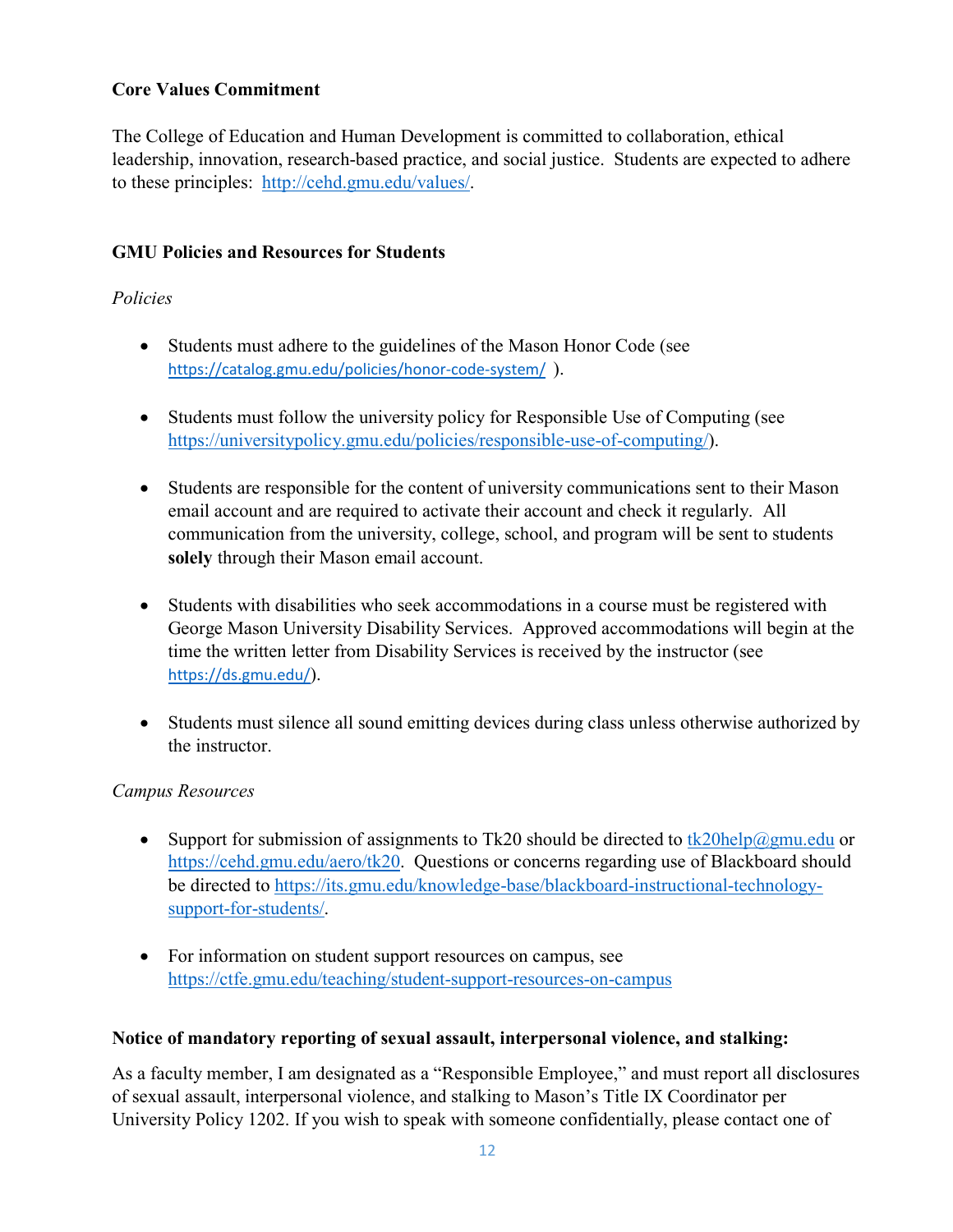**Core Values Commitment**

The College of Education and Human Development is committed to collaboration, ethical leadership, innovation, research-based practice, and social justice. Students are expected to adhere to these principles: http://cehd.gmu.edu/values/.

**GMU Policies and Resources for Students**

*Policies*

- Students must adhere to the guidelines of the Mason Honor Code (see https://catalog.gmu.edu/policies/honor-code-system/ ).
- Students must follow the university policy for Responsible Use of Computing (see https://universitypolicy.gmu.edu/policies/responsible-use-of-computing/).
- Students are responsible for the content of university communications sent to their Mason email account and are required to activate their account and check it regularly. All communication from the university, college, school, and program will be sent to students **solely** through their Mason email account.
- Students with disabilities who seek accommodations in a course must be registered with George Mason University Disability Services. Approved accommodations will begin at the time the written letter from Disability Services is received by the instructor (see https://ds.gmu.edu/).
- Students must silence all sound emitting devices during class unless otherwise authorized by the instructor.

*Campus Resources*

- Support for submission of assignments to Tk20 should be directed to tk20help@gmu.edu or https://cehd.gmu.edu/aero/tk20. Questions or concerns regarding use of Blackboard should be directed to https://its.gmu.edu/knowledge-base/blackboard-instructional-technology-support-for-students/.
- For information on student support resources on campus, see https://ctfe.gmu.edu/teaching/student-support-resources-on-campus

**Notice of mandatory reporting of sexual assault, interpersonal violence, and stalking:**

As a faculty member, I am designated as a "Responsible Employee," and must report all disclosures of sexual assault, interpersonal violence, and stalking to Mason's Title IX Coordinator per University Policy 1202. If you wish to speak with someone confidentially, please contact one of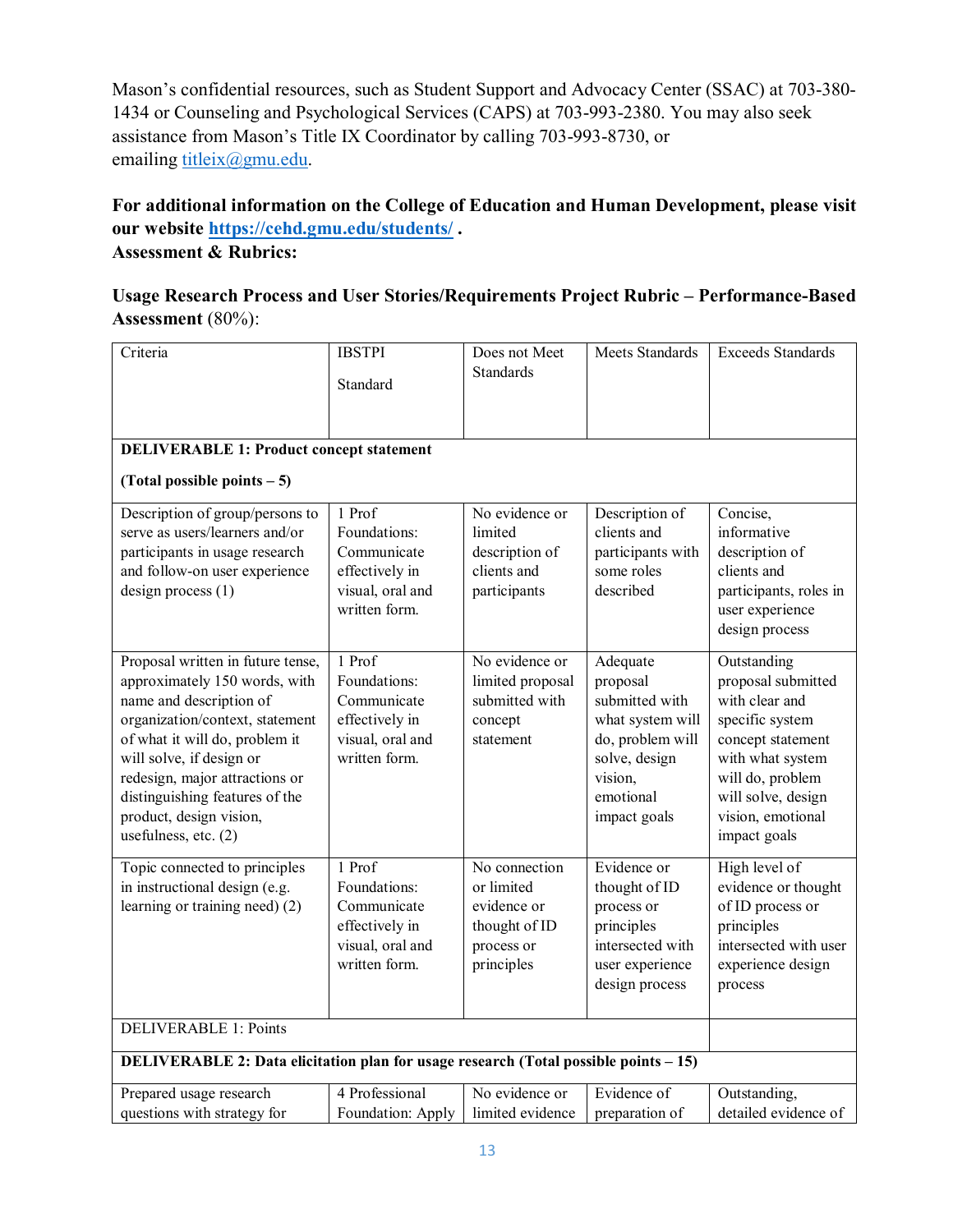Mason's confidential resources, such as Student Support and Advocacy Center (SSAC) at 703-380-1434 or Counseling and Psychological Services (CAPS) at 703-993-2380. You may also seek assistance from Mason's Title IX Coordinator by calling 703-993-8730, or emailing titleix@gmu.edu.

**For additional information on the College of Education and Human Development, please visit our website https://cehd.gmu.edu/students/ .**

**Assessment & Rubrics:**

**Usage Research Process and User Stories/Requirements Project Rubric – Performance-Based Assessment** (80%):

| Criteria | IBSTPI Standard | Does not Meet Standards | Meets Standards | Exceeds Standards |
|---|---|---|---|---|
| **DELIVERABLE 1: Product concept statement (Total possible points – 5)** | | | | |
| Description of group/persons to serve as users/learners and/or participants in usage research and follow-on user experience design process (1) | 1 Prof Foundations: Communicate effectively in visual, oral and written form. | No evidence or limited description of clients and participants | Description of clients and participants with some roles described | Concise, informative description of clients and participants, roles in user experience design process |
| Proposal written in future tense, approximately 150 words, with name and description of organization/context, statement of what it will do, problem it will solve, if design or redesign, major attractions or distinguishing features of the product, design vision, usefulness, etc. (2) | 1 Prof Foundations: Communicate effectively in visual, oral and written form. | No evidence or limited proposal submitted with concept statement | Adequate proposal submitted with what system will do, problem will solve, design vision, emotional impact goals | Outstanding proposal submitted with clear and specific system concept statement with what system will do, problem will solve, design vision, emotional impact goals |
| Topic connected to principles in instructional design (e.g. learning or training need) (2) | 1 Prof Foundations: Communicate effectively in visual, oral and written form. | No connection or limited evidence or thought of ID process or principles | Evidence or thought of ID process or principles intersected with user experience design process | High level of evidence or thought of ID process or principles intersected with user experience design process |
| DELIVERABLE 1: Points | | | | |
| **DELIVERABLE 2: Data elicitation plan for usage research (Total possible points – 15)** | | | | |
| Prepared usage research questions with strategy for | 4 Professional Foundation: Apply | No evidence or limited evidence | Evidence of preparation of | Outstanding, detailed evidence of |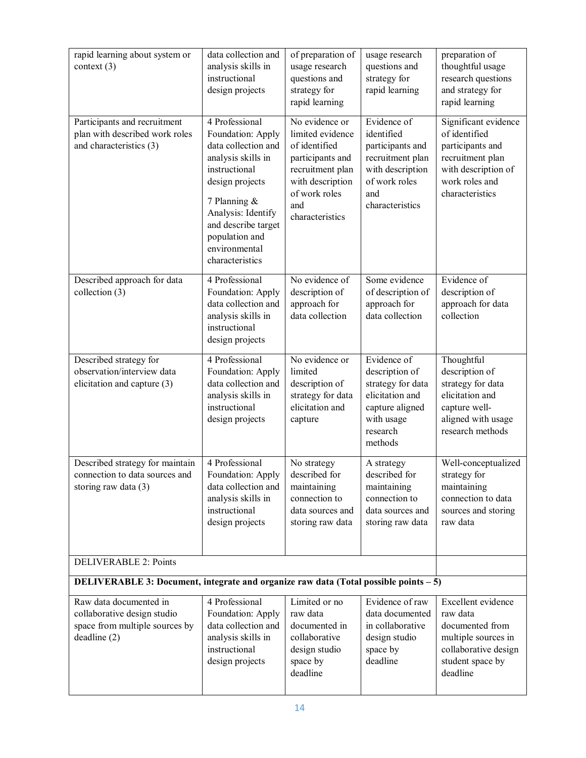| | | | | |
|---|---|---|---|---|
| rapid learning about system or context (3) | data collection and analysis skills in instructional design projects | of preparation of usage research questions and strategy for rapid learning | usage research questions and strategy for rapid learning | preparation of thoughtful usage research questions and strategy for rapid learning |
| Participants and recruitment plan with described work roles and characteristics (3) | 4 Professional Foundation: Apply data collection and analysis skills in instructional design projects<br><br>7 Planning & Analysis: Identify and describe target population and environmental characteristics | No evidence or limited evidence of identified participants and recruitment plan with description of work roles and characteristics | Evidence of identified participants and recruitment plan with description of work roles and characteristics | Significant evidence of identified participants and recruitment plan with description of work roles and characteristics |
| Described approach for data collection (3) | 4 Professional Foundation: Apply data collection and analysis skills in instructional design projects | No evidence of description of approach for data collection | Some evidence of description of approach for data collection | Evidence of description of approach for data collection |
| Described strategy for observation/interview data elicitation and capture (3) | 4 Professional Foundation: Apply data collection and analysis skills in instructional design projects | No evidence or limited description of strategy for data elicitation and capture | Evidence of description of strategy for data elicitation and capture aligned with usage research methods | Thoughtful description of strategy for data elicitation and capture well-aligned with usage research methods |
| Described strategy for maintain connection to data sources and storing raw data (3) | 4 Professional Foundation: Apply data collection and analysis skills in instructional design projects | No strategy described for maintaining connection to data sources and storing raw data | A strategy described for maintaining connection to data sources and storing raw data | Well-conceptualized strategy for maintaining connection to data sources and storing raw data |
| DELIVERABLE 2: Points | | | | |
| **DELIVERABLE 3: Document, integrate and organize raw data (Total possible points – 5)** | | | | |
| Raw data documented in collaborative design studio space from multiple sources by deadline (2) | 4 Professional Foundation: Apply data collection and analysis skills in instructional design projects | Limited or no raw data documented in collaborative design studio space by deadline | Evidence of raw data documented in collaborative design studio space by deadline | Excellent evidence raw data documented from multiple sources in collaborative design student space by deadline |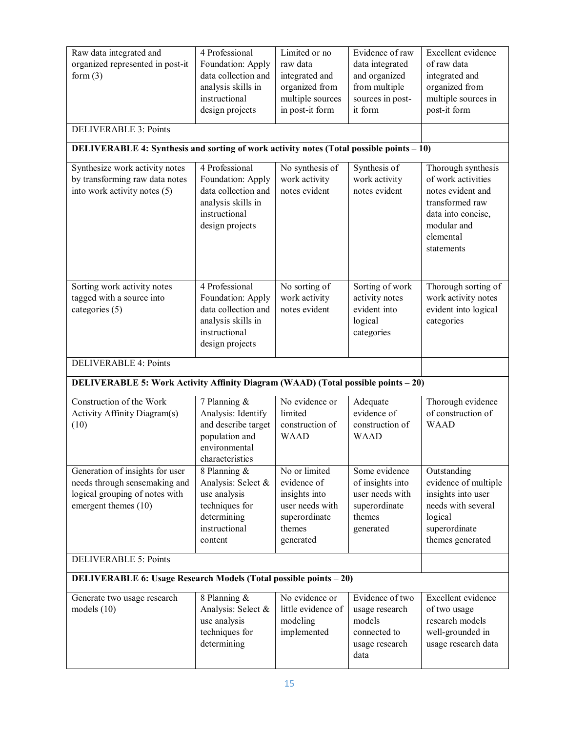| | | | | |
|---|---|---|---|---|
| Raw data integrated and organized represented in post-it form (3) | 4 Professional Foundation: Apply data collection and analysis skills in instructional design projects | Limited or no raw data integrated and organized from multiple sources in post-it form | Evidence of raw data integrated and organized from multiple sources in post-it form | Excellent evidence of raw data integrated and organized from multiple sources in post-it form |
| DELIVERABLE 3: Points | | | | |
| **DELIVERABLE 4: Synthesis and sorting of work activity notes (Total possible points – 10)** | | | | |
| Synthesize work activity notes by transforming raw data notes into work activity notes (5) | 4 Professional Foundation: Apply data collection and analysis skills in instructional design projects | No synthesis of work activity notes evident | Synthesis of work activity notes evident | Thorough synthesis of work activities notes evident and transformed raw data into concise, modular and elemental statements |
| Sorting work activity notes tagged with a source into categories (5) | 4 Professional Foundation: Apply data collection and analysis skills in instructional design projects | No sorting of work activity notes evident | Sorting of work activity notes evident into logical categories | Thorough sorting of work activity notes evident into logical categories |
| DELIVERABLE 4: Points | | | | |
| **DELIVERABLE 5: Work Activity Affinity Diagram (WAAD) (Total possible points – 20)** | | | | |
| Construction of the Work Activity Affinity Diagram(s) (10) | 7 Planning & Analysis: Identify and describe target population and environmental characteristics | No evidence or limited construction of WAAD | Adequate evidence of construction of WAAD | Thorough evidence of construction of WAAD |
| Generation of insights for user needs through sensemaking and logical grouping of notes with emergent themes (10) | 8 Planning & Analysis: Select & use analysis techniques for determining instructional content | No or limited evidence of insights into user needs with superordinate themes generated | Some evidence of insights into user needs with superordinate themes generated | Outstanding evidence of multiple insights into user needs with several logical superordinate themes generated |
| DELIVERABLE 5: Points | | | | |
| **DELIVERABLE 6: Usage Research Models (Total possible points – 20)** | | | | |
| Generate two usage research models (10) | 8 Planning & Analysis: Select & use analysis techniques for determining | No evidence or little evidence of modeling implemented | Evidence of two usage research models connected to usage research data | Excellent evidence of two usage research models well-grounded in usage research data |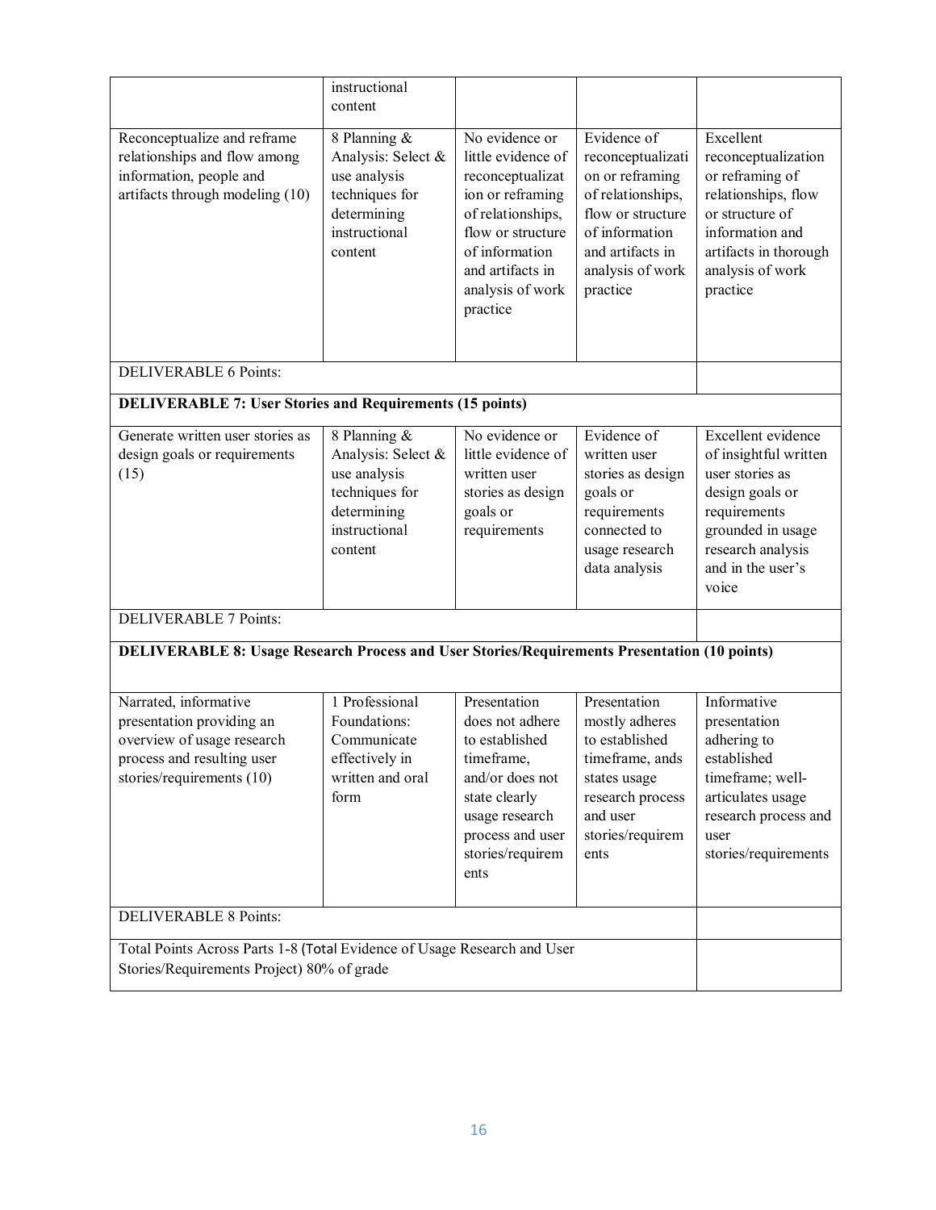| | | | | |
|---|---|---|---|---|
| | instructional content | | | |
| Reconceptualize and reframe relationships and flow among information, people and artifacts through modeling (10) | 8 Planning & Analysis: Select & use analysis techniques for determining instructional content | No evidence or little evidence of reconceptualization or reframing of relationships, flow or structure of information and artifacts in analysis of work practice | Evidence of reconceptualization or reframing of relationships, flow or structure of information and artifacts in analysis of work practice | Excellent reconceptualization or reframing of relationships, flow or structure of information and artifacts in thorough analysis of work practice |
| DELIVERABLE 6 Points: | | | | |
| **DELIVERABLE 7: User Stories and Requirements (15 points)** | | | | |
| Generate written user stories as design goals or requirements (15) | 8 Planning & Analysis: Select & use analysis techniques for determining instructional content | No evidence or little evidence of written user stories as design goals or requirements | Evidence of written user stories as design goals or requirements connected to usage research data analysis | Excellent evidence of insightful written user stories as design goals or requirements grounded in usage research analysis and in the user's voice |
| DELIVERABLE 7 Points: | | | | |
| **DELIVERABLE 8: Usage Research Process and User Stories/Requirements Presentation (10 points)** | | | | |
| Narrated, informative presentation providing an overview of usage research process and resulting user stories/requirements (10) | 1 Professional Foundations: Communicate effectively in written and oral form | Presentation does not adhere to established timeframe, and/or does not state clearly usage research process and user stories/requirements | Presentation mostly adheres to established timeframe, ands states usage research process and user stories/requirements | Informative presentation adhering to established timeframe; well-articulates usage research process and user stories/requirements |
| DELIVERABLE 8 Points: | | | | |
| Total Points Across Parts 1-8 (Total Evidence of Usage Research and User Stories/Requirements Project) 80% of grade | | | | |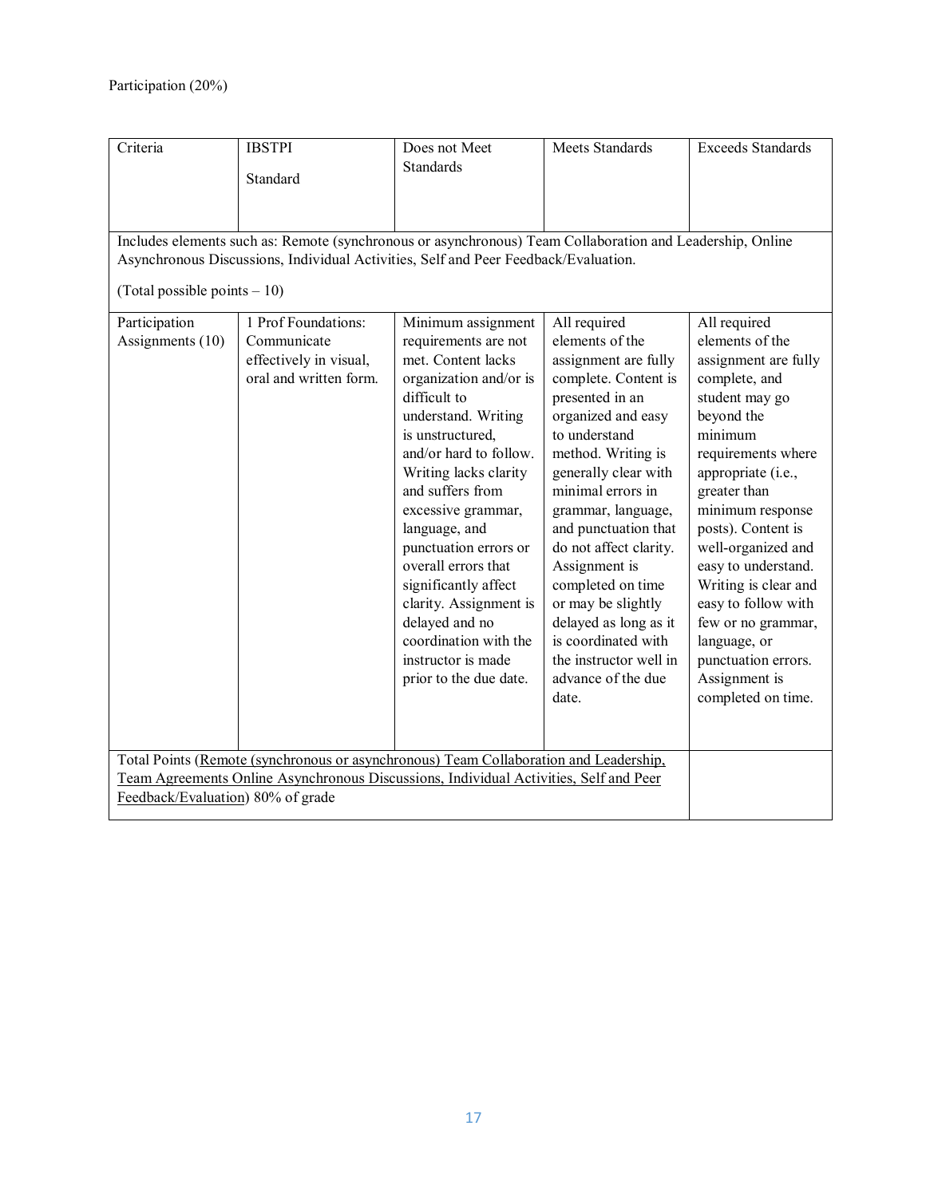Participation (20%)

| Criteria | IBSTPI Standard | Does not Meet Standards | Meets Standards | Exceeds Standards |
|---|---|---|---|---|
| Includes elements such as: Remote (synchronous or asynchronous) Team Collaboration and Leadership, Online Asynchronous Discussions, Individual Activities, Self and Peer Feedback/Evaluation. (Total possible points – 10) | | | | |
| Participation Assignments (10) | 1 Prof Foundations: Communicate effectively in visual, oral and written form. | Minimum assignment requirements are not met. Content lacks organization and/or is difficult to understand. Writing is unstructured, and/or hard to follow. Writing lacks clarity and suffers from excessive grammar, language, and punctuation errors or overall errors that significantly affect clarity. Assignment is delayed and no coordination with the instructor is made prior to the due date. | All required elements of the assignment are fully complete. Content is presented in an organized and easy to understand method. Writing is generally clear with minimal errors in grammar, language, and punctuation that do not affect clarity. Assignment is completed on time or may be slightly delayed as long as it is coordinated with the instructor well in advance of the due date. | All required elements of the assignment are fully complete, and student may go beyond the minimum requirements where appropriate (i.e., greater than minimum response posts). Content is well-organized and easy to understand. Writing is clear and easy to follow with few or no grammar, language, or punctuation errors. Assignment is completed on time. |
| Total Points (Remote (synchronous or asynchronous) Team Collaboration and Leadership, Team Agreements Online Asynchronous Discussions, Individual Activities, Self and Peer Feedback/Evaluation) 80% of grade | | | | |